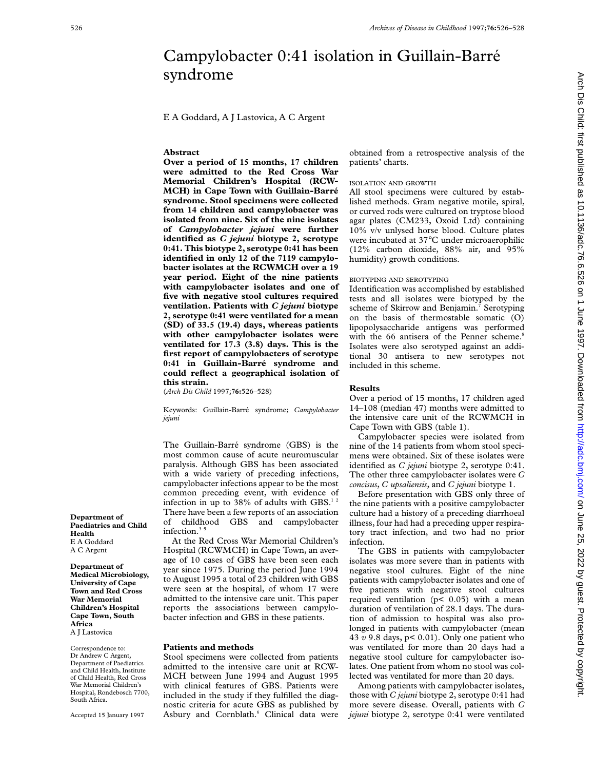// Campylobacter 0:41 isolation in Guillain-Barré syndrome

E A Goddard, A J Lastovica, A C Argent

## Abstract

**Over a period of 15 months, 17 children were admitted to the Red Cross War Memorial Children's Hospital (RCWMCH) in Cape Town with Guillain-Barré syndrome. Stool specimens were collected from 14 children and campylobacter was isolated from nine. Six of the nine isolates of *Campylobacter jejuni* were further identified as *C jejuni* biotype 2, serotype 0:41. This biotype 2, serotype 0:41 has been identified in only 12 of the 7119 campylobacter isolates at the RCWMCH over a 19 year period. Eight of the nine patients with campylobacter isolates and one of five with negative stool cultures required ventilation. Patients with *C jejuni* biotype 2, serotype 0:41 were ventilated for a mean (SD) of 33.5 (19.4) days, whereas patients with other campylobacter isolates were ventilated for 17.3 (3.8) days. This is the first report of campylobacters of serotype 0:41 in Guillain-Barré syndrome and could reflect a geographical isolation of this strain.**

(*Arch Dis Child* 1997;**76:**526–528)

Keywords: Guillain-Barré syndrome; *Campylobacter jejuni*

Department of Paediatrics and Child Health
E A Goddard
A C Argent

Department of Medical Microbiology, University of Cape Town and Red Cross War Memorial Children's Hospital Cape Town, South Africa
A J Lastovica

Correspondence to: Dr Andrew C Argent, Department of Paediatrics and Child Health, Institute of Child Health, Red Cross War Memorial Children's Hospital, Rondebosch 7700, South Africa.

Accepted 15 January 1997

The Guillain-Barré syndrome (GBS) is the most common cause of acute neuromuscular paralysis. Although GBS has been associated with a wide variety of preceding infections, campylobacter infections appear to be the most common preceding event, with evidence of infection in up to 38% of adults with GBS.[1 2] There have been a few reports of an association of childhood GBS and campylobacter infection.[3–5]

At the Red Cross War Memorial Children's Hospital (RCWMCH) in Cape Town, an average of 10 cases of GBS have been seen each year since 1975. During the period June 1994 to August 1995 a total of 23 children with GBS were seen at the hospital, of whom 17 were admitted to the intensive care unit. This paper reports the associations between campylobacter infection and GBS in these patients.

## Patients and methods

Stool specimens were collected from patients admitted to the intensive care unit at RCWMCH between June 1994 and August 1995 with clinical features of GBS. Patients were included in the study if they fulfilled the diagnostic criteria for acute GBS as published by Asbury and Cornblath.[6] Clinical data were obtained from a retrospective analysis of the patients' charts.

### ISOLATION AND GROWTH

All stool specimens were cultured by established methods. Gram negative motile, spiral, or curved rods were cultured on tryptose blood agar plates (CM233, Oxoid Ltd) containing 10% v/v unlysed horse blood. Culture plates were incubated at 37°C under microaerophilic (12% carbon dioxide, 88% air, and 95% humidity) growth conditions.

### BIOTYPING AND SEROTYPING

Identification was accomplished by established tests and all isolates were biotyped by the scheme of Skirrow and Benjamin.[7] Serotyping on the basis of thermostable somatic (O) lipopolysaccharide antigens was performed with the 66 antisera of the Penner scheme.[8] Isolates were also serotyped against an additional 30 antisera to new serotypes not included in this scheme.

## Results

Over a period of 15 months, 17 children aged 14–108 (median 47) months were admitted to the intensive care unit of the RCWMCH in Cape Town with GBS (table 1).

Campylobacter species were isolated from nine of the 14 patients from whom stool specimens were obtained. Six of these isolates were identified as *C jejuni* biotype 2, serotype 0:41. The other three campylobacter isolates were *C concisus*, *C upsaliensis*, and *C jejuni* biotype 1.

Before presentation with GBS only three of the nine patients with a positive campylobacter culture had a history of a preceding diarrhoeal illness, four had had a preceding upper respiratory tract infection, and two had no prior infection.

The GBS in patients with campylobacter isolates was more severe than in patients with negative stool cultures. Eight of the nine patients with campylobacter isolates and one of five patients with negative stool cultures required ventilation ($p < 0.05$) with a mean duration of ventilation of 28.1 days. The duration of admission to hospital was also prolonged in patients with campylobacter (mean 43 *v* 9.8 days, $p < 0.01$). Only one patient who was ventilated for more than 20 days had a negative stool culture for campylobacter isolates. One patient from whom no stool was collected was ventilated for more than 20 days.

Among patients with campylobacter isolates, those with *C jejuni* biotype 2, serotype 0:41 had more severe disease. Overall, patients with *C jejuni* biotype 2, serotype 0:41 were ventilated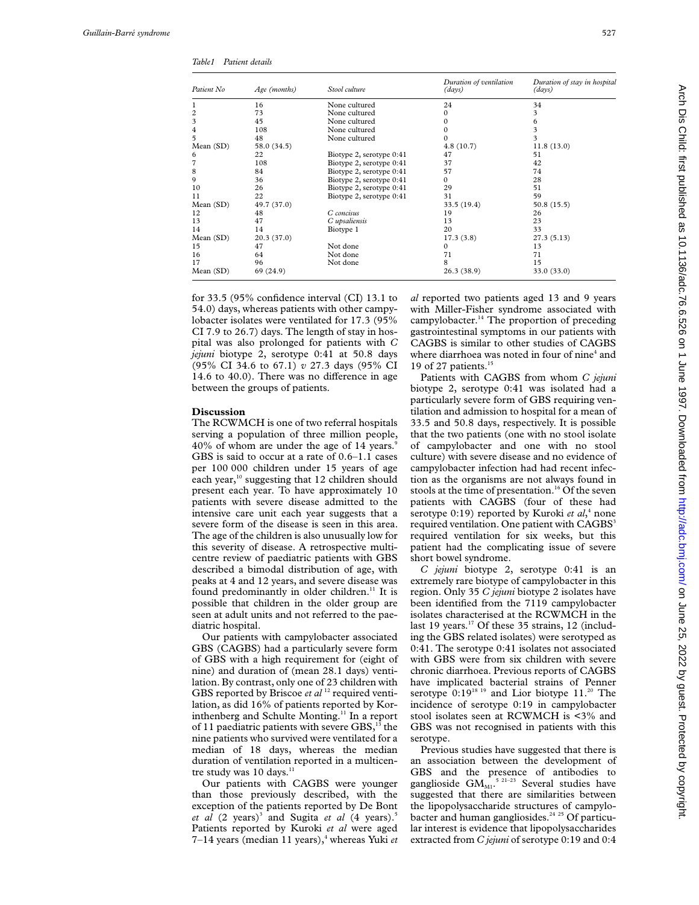*Table1 Patient details*

| Patient No | Age (months) | Stool culture | Duration of ventilation (days) | Duration of stay in hospital (days) |
|---|---|---|---|---|
| 1 | 16 | None cultured | 24 | 34 |
| 2 | 73 | None cultured | 0 | 3 |
| 3 | 45 | None cultured | 0 | 6 |
| 4 | 108 | None cultured | 0 | 3 |
| 5 | 48 | None cultured | 0 | 3 |
| Mean (SD) | 58.0 (34.5) | | 4.8 (10.7) | 11.8 (13.0) |
| 6 | 22 | Biotype 2, serotype 0:41 | 47 | 51 |
| 7 | 108 | Biotype 2, serotype 0:41 | 37 | 42 |
| 8 | 84 | Biotype 2, serotype 0:41 | 57 | 74 |
| 9 | 36 | Biotype 2, serotype 0:41 | 0 | 28 |
| 10 | 26 | Biotype 2, serotype 0:41 | 29 | 51 |
| 11 | 22 | Biotype 2, serotype 0:41 | 31 | 59 |
| Mean (SD) | 49.7 (37.0) | | 33.5 (19.4) | 50.8 (15.5) |
| 12 | 48 | *C concisus* | 19 | 26 |
| 13 | 47 | *C upsaliensis* | 13 | 23 |
| 14 | 14 | Biotype 1 | 20 | 33 |
| Mean (SD) | 20.3 (37.0) | | 17.3 (3.8) | 27.3 (5.13) |
| 15 | 47 | Not done | 0 | 13 |
| 16 | 64 | Not done | 71 | 71 |
| 17 | 96 | Not done | 8 | 15 |
| Mean (SD) | 69 (24.9) | | 26.3 (38.9) | 33.0 (33.0) |

for 33.5 (95% confidence interval (CI) 13.1 to 54.0) days, whereas patients with other campylobacter isolates were ventilated for 17.3 (95% CI 7.9 to 26.7) days. The length of stay in hospital was also prolonged for patients with *C jejuni* biotype 2, serotype 0:41 at 50.8 days (95% CI 34.6 to 67.1) *v* 27.3 days (95% CI 14.6 to 40.0). There was no difference in age between the groups of patients.

## Discussion

The RCWMCH is one of two referral hospitals serving a population of three million people, 40% of whom are under the age of 14 years.[9] GBS is said to occur at a rate of 0.6–1.1 cases per 100 000 children under 15 years of age each year,[10] suggesting that 12 children should present each year. To have approximately 10 patients with severe disease admitted to the intensive care unit each year suggests that a severe form of the disease is seen in this area. The age of the children is also unusually low for this severity of disease. A retrospective multicentre review of paediatric patients with GBS described a bimodal distribution of age, with peaks at 4 and 12 years, and severe disease was found predominantly in older children.[11] It is possible that children in the older group are seen at adult units and not referred to the paediatric hospital.

Our patients with campylobacter associated GBS (CAGBS) had a particularly severe form of GBS with a high requirement for (eight of nine) and duration of (mean 28.1 days) ventilation. By contrast, only one of 23 children with GBS reported by Briscoe *et al*[12] required ventilation, as did 16% of patients reported by Korinthenberg and Schulte Monting.[11] In a report of 11 paediatric patients with severe GBS,[13] the nine patients who survived were ventilated for a median of 18 days, whereas the median duration of ventilation reported in a multicentre study was 10 days.[11]

Our patients with CAGBS were younger than those previously described, with the exception of the patients reported by De Bont *et al* (2 years)[3] and Sugita *et al* (4 years).[5] Patients reported by Kuroki *et al* were aged 7–14 years (median 11 years),[4] whereas Yuki *et al* reported two patients aged 13 and 9 years with Miller-Fisher syndrome associated with campylobacter.[14] The proportion of preceding gastrointestinal symptoms in our patients with CAGBS is similar to other studies of CAGBS where diarrhoea was noted in four of nine[4] and 19 of 27 patients.[15]

Patients with CAGBS from whom *C jejuni* biotype 2, serotype 0:41 was isolated had a particularly severe form of GBS requiring ventilation and admission to hospital for a mean of 33.5 and 50.8 days, respectively. It is possible that the two patients (one with no stool isolate of campylobacter and one with no stool culture) with severe disease and no evidence of campylobacter infection had had recent infection as the organisms are not always found in stools at the time of presentation.[16] Of the seven patients with CAGBS (four of these had serotype 0:19) reported by Kuroki *et al*,[4] none required ventilation. One patient with CAGBS[3] required ventilation for six weeks, but this patient had the complicating issue of severe short bowel syndrome.

*C jejuni* biotype 2, serotype 0:41 is an extremely rare biotype of campylobacter in this region. Only 35 *C jejuni* biotype 2 isolates have been identified from the 7119 campylobacter isolates characterised at the RCWMCH in the last 19 years.[17] Of these 35 strains, 12 (including the GBS related isolates) were serotyped as 0:41. The serotype 0:41 isolates not associated with GBS were from six children with severe chronic diarrhoea. Previous reports of CAGBS have implicated bacterial strains of Penner serotype 0:19[18,19] and Lior biotype 11.[20] The incidence of serotype 0:19 in campylobacter stool isolates seen at RCWMCH is <3% and GBS was not recognised in patients with this serotype.

Previous studies have suggested that there is an association between the development of GBS and the presence of antibodies to ganglioside $GM_{M1}$.[5,21–23] Several studies have suggested that there are similarities between the lipopolysaccharide structures of campylobacter and human gangliosides.[24,25] Of particular interest is evidence that lipopolysaccharides extracted from *C jejuni* of serotype 0:19 and 0:4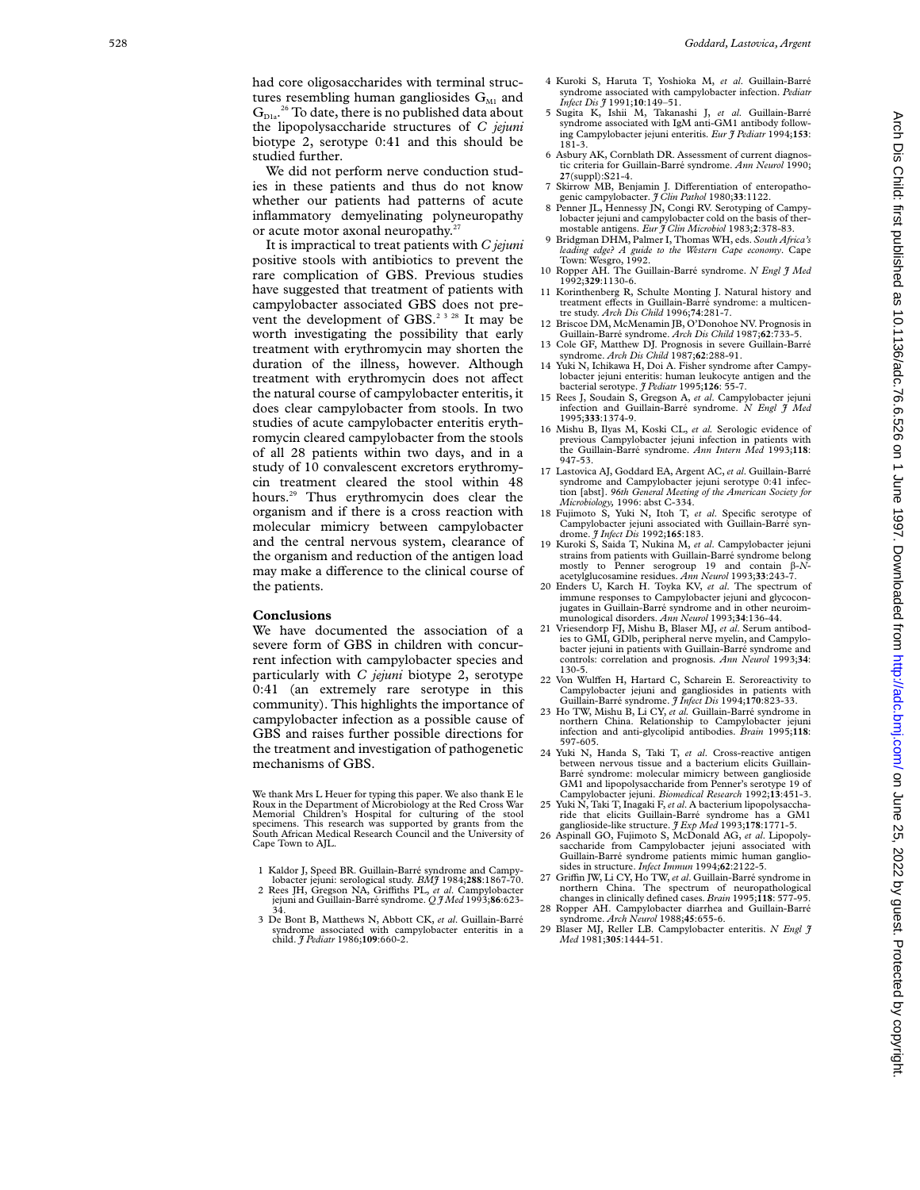had core oligosaccharides with terminal structures resembling human gangliosides $G_{M1}$ and $G_{D1a}$.[26] To date, there is no published data about the lipopolysaccharide structures of *C jejuni* biotype 2, serotype 0:41 and this should be studied further.

We did not perform nerve conduction studies in these patients and thus do not know whether our patients had patterns of acute inflammatory demyelinating polyneuropathy or acute motor axonal neuropathy.[27]

It is impractical to treat patients with *C jejuni* positive stools with antibiotics to prevent the rare complication of GBS. Previous studies have suggested that treatment of patients with campylobacter associated GBS does not prevent the development of GBS.[2 3 28] It may be worth investigating the possibility that early treatment with erythromycin may shorten the duration of the illness, however. Although treatment with erythromycin does not affect the natural course of campylobacter enteritis, it does clear campylobacter from stools. In two studies of acute campylobacter enteritis erythromycin cleared campylobacter from the stools of all 28 patients within two days, and in a study of 10 convalescent excretors erythromycin treatment cleared the stool within 48 hours.[29] Thus erythromycin does clear the organism and if there is a cross reaction with molecular mimicry between campylobacter and the central nervous system, clearance of the organism and reduction of the antigen load may make a difference to the clinical course of the patients.

## Conclusions

We have documented the association of a severe form of GBS in children with concurrent infection with campylobacter species and particularly with *C jejuni* biotype 2, serotype 0:41 (an extremely rare serotype in this community). This highlights the importance of campylobacter infection as a possible cause of GBS and raises further possible directions for the treatment and investigation of pathogenetic mechanisms of GBS.

We thank Mrs L Heuer for typing this paper. We also thank E le Roux in the Department of Microbiology at the Red Cross War Memorial Children's Hospital for culturing of the stool specimens. This research was supported by grants from the South African Medical Research Council and the University of Cape Town to AJL.

1 Kaldor J, Speed BR. Guillain-Barré syndrome and Campylobacter jejuni: serological study. *BMJ* 1984;**288**:1867-70.
2 Rees JH, Gregson NA, Griffiths PL, *et al*. Campylobacter jejuni and Guillain-Barré syndrome. *Q J Med* 1993;**86**:623-34.
3 De Bont B, Matthews N, Abbott CK, *et al*. Guillain-Barré syndrome associated with campylobacter enteritis in a child. *J Pediatr* 1986;**109**:660-2.
4 Kuroki S, Haruta T, Yoshioka M, *et al*. Guillain-Barré syndrome associated with campylobacter infection. *Pediatr Infect Dis J* 1991;**10**:149–51.
5 Sugita K, Ishii M, Takanashi J, *et al*. Guillain-Barré syndrome associated with IgM anti-GM1 antibody following Campylobacter jejuni enteritis. *Eur J Pediatr* 1994;**153**: 181-3.
6 Asbury AK, Cornblath DR. Assessment of current diagnostic criteria for Guillain-Barré syndrome. *Ann Neurol* 1990; **27**(suppl):S21-4.
7 Skirrow MB, Benjamin J. Differentiation of enteropathogenic campylobacter. *J Clin Pathol* 1980;**33**:1122.
8 Penner JL, Hennessy JN, Congi RV. Serotyping of Campylobacter jejuni and campylobacter cold on the basis of thermostable antigens. *Eur J Clin Microbiol* 1983;**2**:378-83.
9 Bridgman DHM, Palmer I, Thomas WH, eds. *South Africa's leading edge? A guide to the Western Cape economy*. Cape Town: Wesgro, 1992.
10 Ropper AH. The Guillain-Barré syndrome. *N Engl J Med* 1992;**329**:1130-6.
11 Korinthenberg R, Schulte Monting J. Natural history and treatment effects in Guillain-Barré syndrome: a multicentre study. *Arch Dis Child* 1996;**74**:281-7.
12 Briscoe DM, McMenamin JB, O'Donohoe NV. Prognosis in Guillain-Barré syndrome. *Arch Dis Child* 1987;**62**:733-5.
13 Cole GF, Matthew DJ. Prognosis in severe Guillain-Barré syndrome. *Arch Dis Child* 1987;**62**:288-91.
14 Yuki N, Ichikawa H, Doi A. Fisher syndrome after Campylobacter jejuni enteritis: human leukocyte antigen and the bacterial serotype. *J Pediatr* 1995;**126**: 55-7.
15 Rees J, Soudain S, Gregson A, *et al*. Campylobacter jejuni infection and Guillain-Barré syndrome. *N Engl J Med* 1995;**333**:1374-9.
16 Mishu B, Ilyas M, Koski CL, *et al*. Serologic evidence of previous Campylobacter jejuni infection in patients with the Guillain-Barré syndrome. *Ann Intern Med* 1993;**118**: 947-53.
17 Lastovica AJ, Goddard EA, Argent AC, *et al*. Guillain-Barré syndrome and Campylobacter jejuni serotype 0:41 infection [abst]. *96th General Meeting of the American Society for Microbiology*, 1996: abst C-334.
18 Fujimoto S, Yuki N, Itoh T, *et al*. Specific serotype of Campylobacter jejuni associated with Guillain-Barré syndrome. *J Infect Dis* 1992;**165**:183.
19 Kuroki S, Saida T, Nukina M, *et al*. Campylobacter jejuni strains from patients with Guillain-Barré syndrome belong mostly to Penner serogroup 19 and contain β-*N*-acetylglucosamine residues. *Ann Neurol* 1993;**33**:243-7.
20 Enders U, Karch H. Toyka KV, *et al*. The spectrum of immune responses to Campylobacter jejuni and glycoconjugates in Guillain-Barré syndrome and in other neuroimmunological disorders. *Ann Neurol* 1993;**34**:136-44.
21 Vriesendorp FJ, Mishu B, Blaser MJ, *et al*. Serum antibodies to GMI, GDlb, peripheral nerve myelin, and Campylobacter jejuni in patients with Guillain-Barré syndrome and controls: correlation and prognosis. *Ann Neurol* 1993;**34**: 130-5.
22 Von Wulffen H, Hartard C, Scharein E. Seroreactivity to Campylobacter jejuni and gangliosides in patients with Guillain-Barré syndrome. *J Infect Dis* 1994;**170**:823-33.
23 Ho TW, Mishu B, Li CY, *et al*. Guillain-Barré syndrome in northern China. Relationship to Campylobacter jejuni infection and anti-glycolipid antibodies. *Brain* 1995;**118**: 597-605.
24 Yuki N, Handa S, Taki T, *et al*. Cross-reactive antigen between nervous tissue and a bacterium elicits Guillain-Barré syndrome: molecular mimicry between ganglioside GM1 and lipopolysaccharide from Penner's serotype 19 of Campylobacter jejuni. *Biomedical Research* 1992;**13**:451-3.
25 Yuki N, Taki T, Inagaki F, *et al*. A bacterium lipopolysaccharide that elicits Guillain-Barré syndrome has a GM1 ganglioside-like structure. *J Exp Med* 1993;**178**:1771-5.
26 Aspinall GO, Fujimoto S, McDonald AG, *et al*. Lipopolysaccharide from Campylobacter jejuni associated with Guillain-Barré syndrome patients mimic human gangliosides in structure. *Infect Immun* 1994;**62**:2122-5.
27 Griffin JW, Li CY, Ho TW, *et al*. Guillain-Barré syndrome in northern China. The spectrum of neuropathological changes in clinically defined cases. *Brain* 1995;**118**: 577-95.
28 Ropper AH. Campylobacter diarrhea and Guillain-Barré syndrome. *Arch Neurol* 1988;**45**:655-6.
29 Blaser MJ, Reller LB. Campylobacter enteritis. *N Engl J Med* 1981;**305**:1444-51.